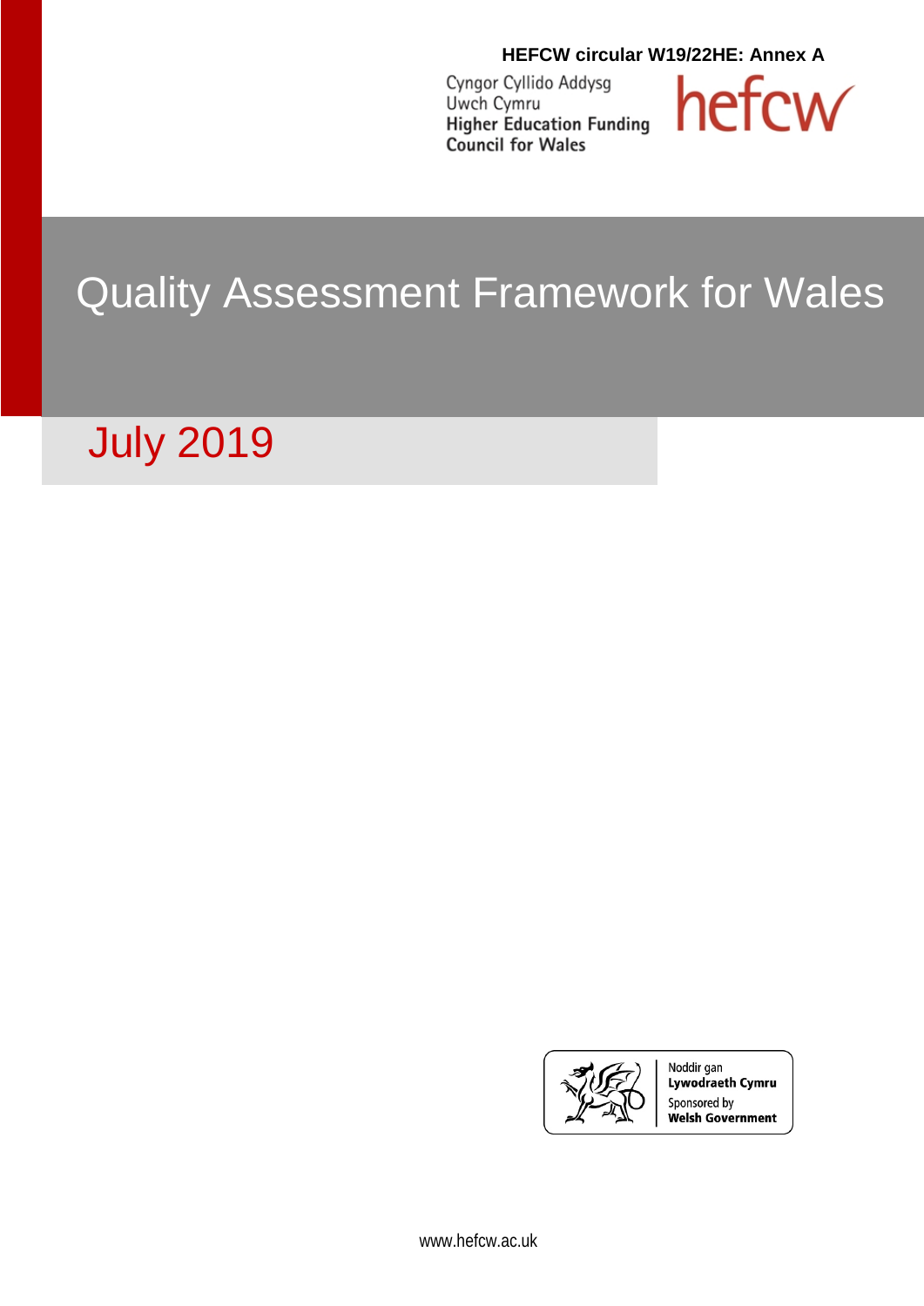**HEFCW circular W19/22HE: Annex A**

Cyngor Cyllido Addysg Uwch Cymru
**Higher Education Funding Council for Wales**

hefcw

# Quality Assessment Framework for Wales

## July 2019

Noddir gan **Lywodraeth Cymru**
Sponsored by **Welsh Government**

www.hefcw.ac.uk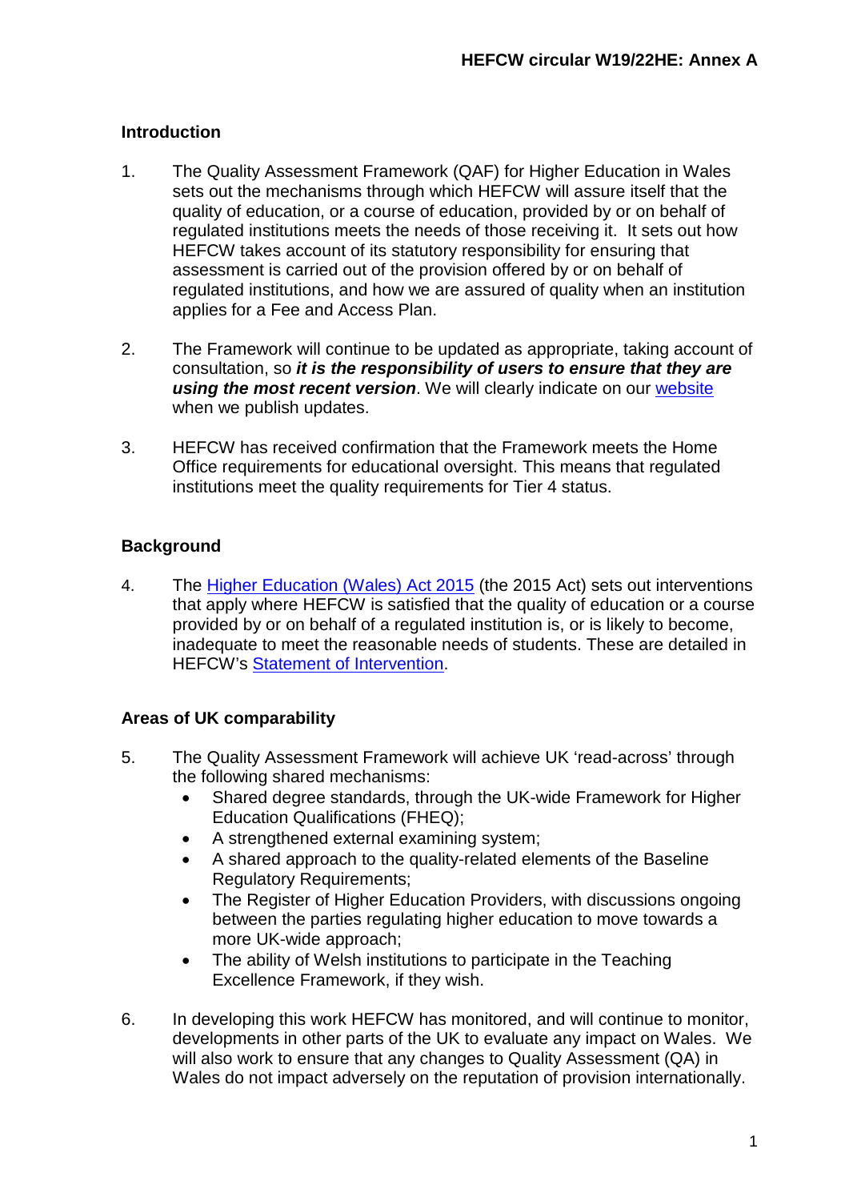## Introduction

1. The Quality Assessment Framework (QAF) for Higher Education in Wales sets out the mechanisms through which HEFCW will assure itself that the quality of education, or a course of education, provided by or on behalf of regulated institutions meets the needs of those receiving it. It sets out how HEFCW takes account of its statutory responsibility for ensuring that assessment is carried out of the provision offered by or on behalf of regulated institutions, and how we are assured of quality when an institution applies for a Fee and Access Plan.

2. The Framework will continue to be updated as appropriate, taking account of consultation, so ***it is the responsibility of users to ensure that they are using the most recent version***. We will clearly indicate on our website when we publish updates.

3. HEFCW has received confirmation that the Framework meets the Home Office requirements for educational oversight. This means that regulated institutions meet the quality requirements for Tier 4 status.

## Background

4. The Higher Education (Wales) Act 2015 (the 2015 Act) sets out interventions that apply where HEFCW is satisfied that the quality of education or a course provided by or on behalf of a regulated institution is, or is likely to become, inadequate to meet the reasonable needs of students. These are detailed in HEFCW's Statement of Intervention.

## Areas of UK comparability

5. The Quality Assessment Framework will achieve UK 'read-across' through the following shared mechanisms:
   - Shared degree standards, through the UK-wide Framework for Higher Education Qualifications (FHEQ);
   - A strengthened external examining system;
   - A shared approach to the quality-related elements of the Baseline Regulatory Requirements;
   - The Register of Higher Education Providers, with discussions ongoing between the parties regulating higher education to move towards a more UK-wide approach;
   - The ability of Welsh institutions to participate in the Teaching Excellence Framework, if they wish.

6. In developing this work HEFCW has monitored, and will continue to monitor, developments in other parts of the UK to evaluate any impact on Wales. We will also work to ensure that any changes to Quality Assessment (QA) in Wales do not impact adversely on the reputation of provision internationally.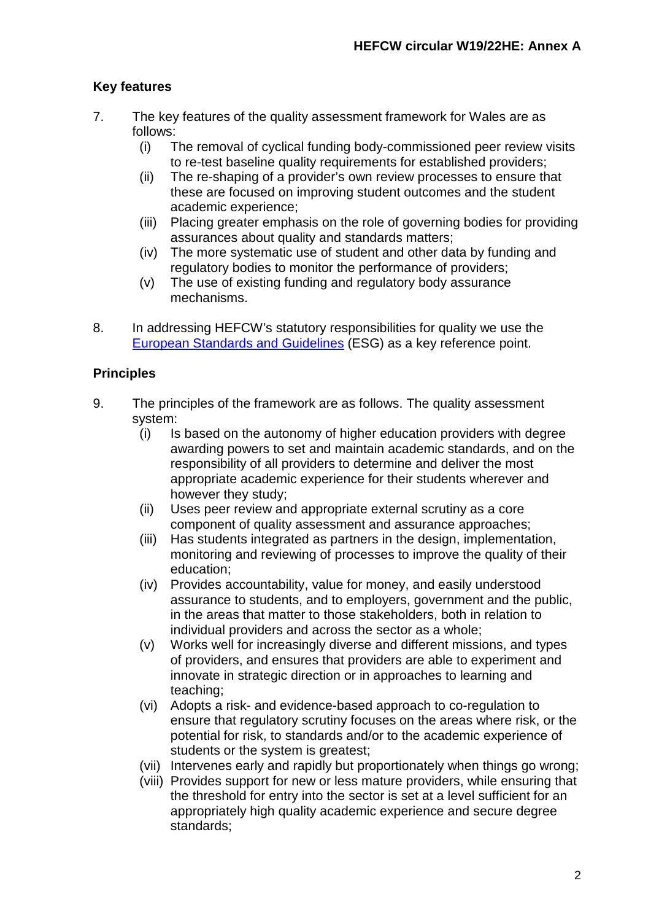### Key features

7. The key features of the quality assessment framework for Wales are as follows:
   (i) The removal of cyclical funding body-commissioned peer review visits to re-test baseline quality requirements for established providers;
   (ii) The re-shaping of a provider's own review processes to ensure that these are focused on improving student outcomes and the student academic experience;
   (iii) Placing greater emphasis on the role of governing bodies for providing assurances about quality and standards matters;
   (iv) The more systematic use of student and other data by funding and regulatory bodies to monitor the performance of providers;
   (v) The use of existing funding and regulatory body assurance mechanisms.

8. In addressing HEFCW's statutory responsibilities for quality we use the European Standards and Guidelines (ESG) as a key reference point.

### Principles

9. The principles of the framework are as follows. The quality assessment system:
   (i) Is based on the autonomy of higher education providers with degree awarding powers to set and maintain academic standards, and on the responsibility of all providers to determine and deliver the most appropriate academic experience for their students wherever and however they study;
   (ii) Uses peer review and appropriate external scrutiny as a core component of quality assessment and assurance approaches;
   (iii) Has students integrated as partners in the design, implementation, monitoring and reviewing of processes to improve the quality of their education;
   (iv) Provides accountability, value for money, and easily understood assurance to students, and to employers, government and the public, in the areas that matter to those stakeholders, both in relation to individual providers and across the sector as a whole;
   (v) Works well for increasingly diverse and different missions, and types of providers, and ensures that providers are able to experiment and innovate in strategic direction or in approaches to learning and teaching;
   (vi) Adopts a risk- and evidence-based approach to co-regulation to ensure that regulatory scrutiny focuses on the areas where risk, or the potential for risk, to standards and/or to the academic experience of students or the system is greatest;
   (vii) Intervenes early and rapidly but proportionately when things go wrong;
   (viii) Provides support for new or less mature providers, while ensuring that the threshold for entry into the sector is set at a level sufficient for an appropriately high quality academic experience and secure degree standards;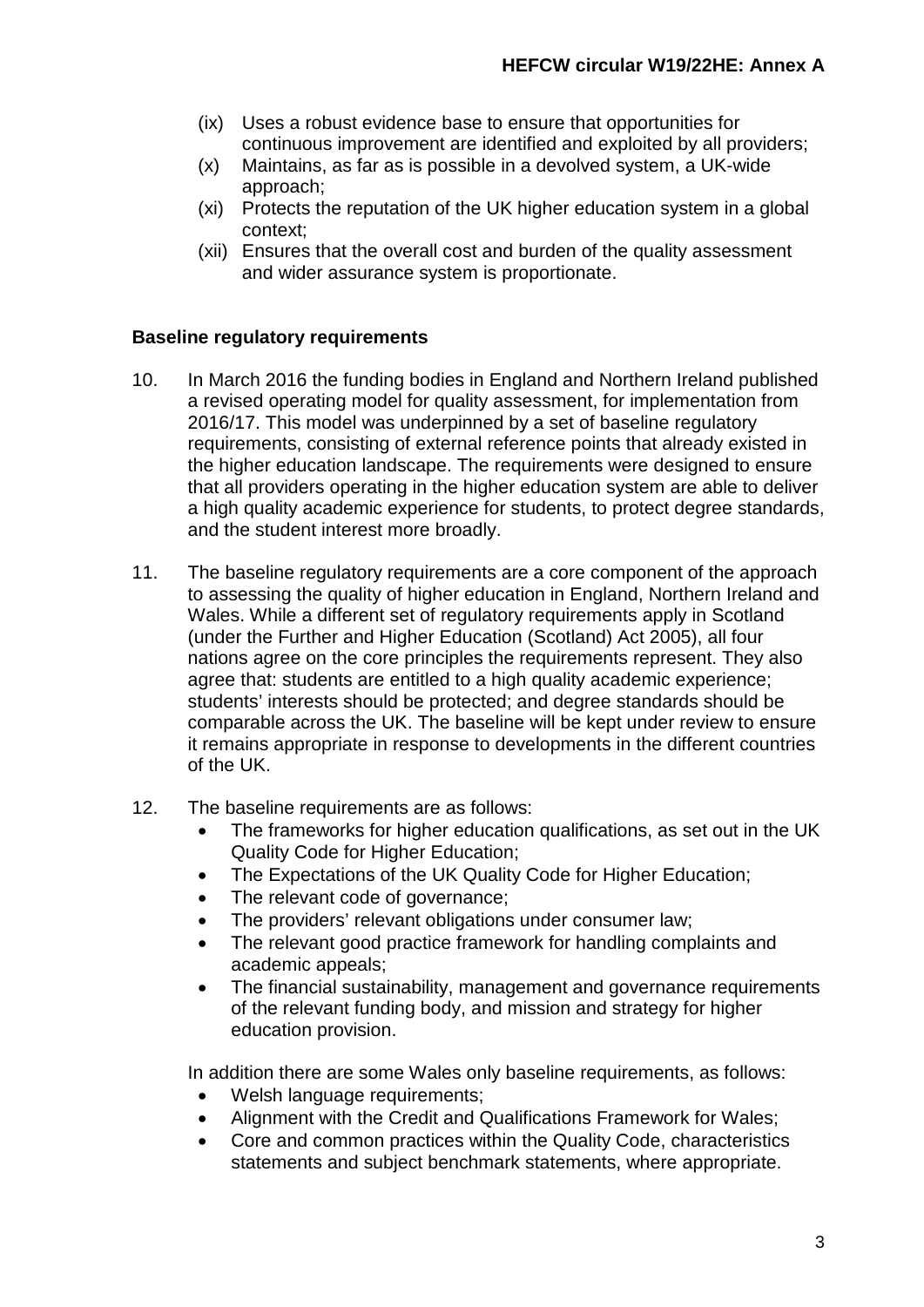(ix) Uses a robust evidence base to ensure that opportunities for continuous improvement are identified and exploited by all providers;

(x) Maintains, as far as is possible in a devolved system, a UK-wide approach;

(xi) Protects the reputation of the UK higher education system in a global context;

(xii) Ensures that the overall cost and burden of the quality assessment and wider assurance system is proportionate.

**Baseline regulatory requirements**

10. In March 2016 the funding bodies in England and Northern Ireland published a revised operating model for quality assessment, for implementation from 2016/17. This model was underpinned by a set of baseline regulatory requirements, consisting of external reference points that already existed in the higher education landscape. The requirements were designed to ensure that all providers operating in the higher education system are able to deliver a high quality academic experience for students, to protect degree standards, and the student interest more broadly.

11. The baseline regulatory requirements are a core component of the approach to assessing the quality of higher education in England, Northern Ireland and Wales. While a different set of regulatory requirements apply in Scotland (under the Further and Higher Education (Scotland) Act 2005), all four nations agree on the core principles the requirements represent. They also agree that: students are entitled to a high quality academic experience; students' interests should be protected; and degree standards should be comparable across the UK. The baseline will be kept under review to ensure it remains appropriate in response to developments in the different countries of the UK.

12. The baseline requirements are as follows:
    - The frameworks for higher education qualifications, as set out in the UK Quality Code for Higher Education;
    - The Expectations of the UK Quality Code for Higher Education;
    - The relevant code of governance;
    - The providers' relevant obligations under consumer law;
    - The relevant good practice framework for handling complaints and academic appeals;
    - The financial sustainability, management and governance requirements of the relevant funding body, and mission and strategy for higher education provision.

    In addition there are some Wales only baseline requirements, as follows:
    - Welsh language requirements;
    - Alignment with the Credit and Qualifications Framework for Wales;
    - Core and common practices within the Quality Code, characteristics statements and subject benchmark statements, where appropriate.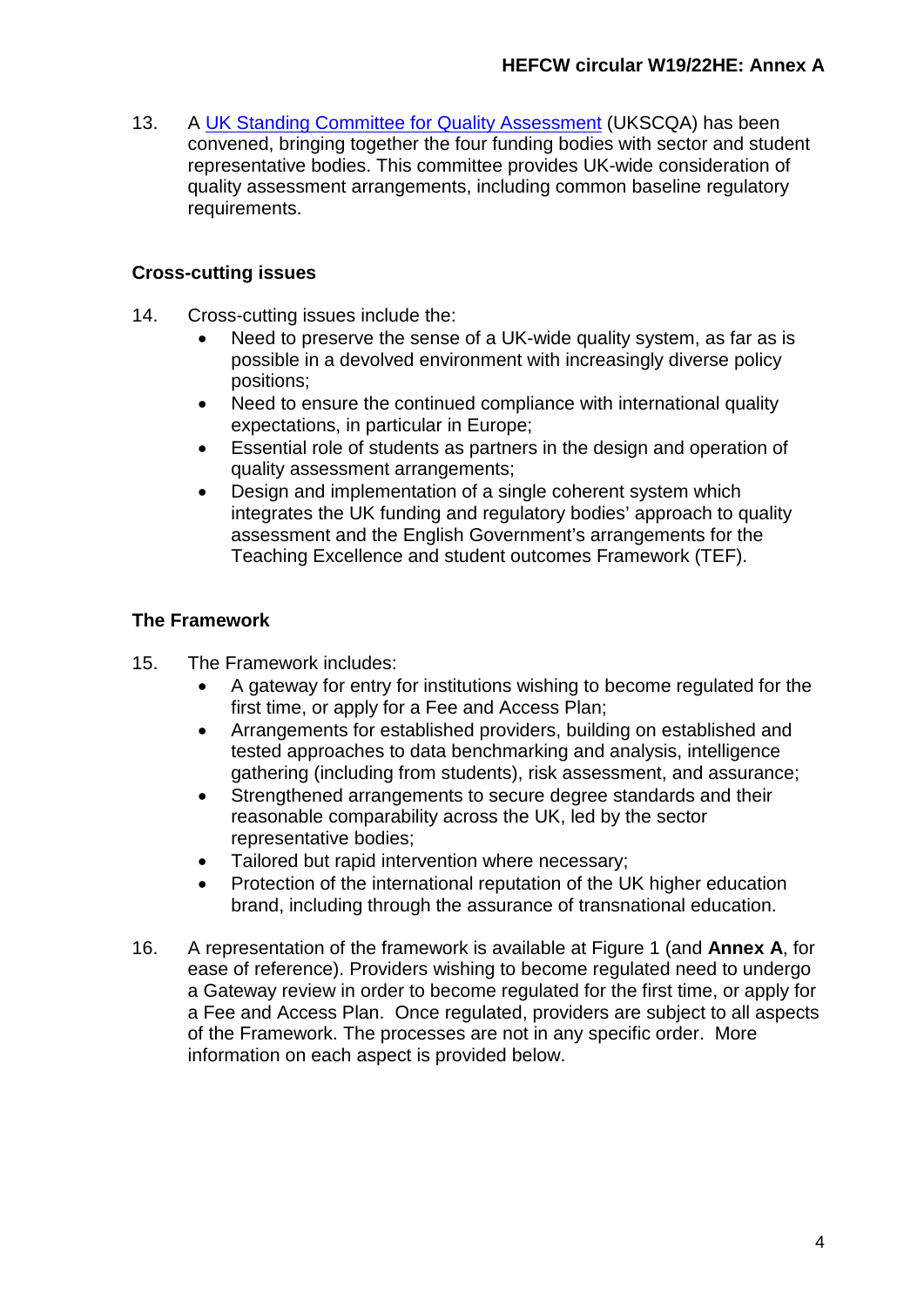13. A [UK Standing Committee for Quality Assessment](UK Standing Committee for Quality Assessment) (UKSCQA) has been convened, bringing together the four funding bodies with sector and student representative bodies. This committee provides UK-wide consideration of quality assessment arrangements, including common baseline regulatory requirements.

### Cross-cutting issues

14. Cross-cutting issues include the:
    - Need to preserve the sense of a UK-wide quality system, as far as is possible in a devolved environment with increasingly diverse policy positions;
    - Need to ensure the continued compliance with international quality expectations, in particular in Europe;
    - Essential role of students as partners in the design and operation of quality assessment arrangements;
    - Design and implementation of a single coherent system which integrates the UK funding and regulatory bodies' approach to quality assessment and the English Government's arrangements for the Teaching Excellence and student outcomes Framework (TEF).

### The Framework

15. The Framework includes:
    - A gateway for entry for institutions wishing to become regulated for the first time, or apply for a Fee and Access Plan;
    - Arrangements for established providers, building on established and tested approaches to data benchmarking and analysis, intelligence gathering (including from students), risk assessment, and assurance;
    - Strengthened arrangements to secure degree standards and their reasonable comparability across the UK, led by the sector representative bodies;
    - Tailored but rapid intervention where necessary;
    - Protection of the international reputation of the UK higher education brand, including through the assurance of transnational education.

16. A representation of the framework is available at Figure 1 (and **Annex A**, for ease of reference). Providers wishing to become regulated need to undergo a Gateway review in order to become regulated for the first time, or apply for a Fee and Access Plan. Once regulated, providers are subject to all aspects of the Framework. The processes are not in any specific order. More information on each aspect is provided below.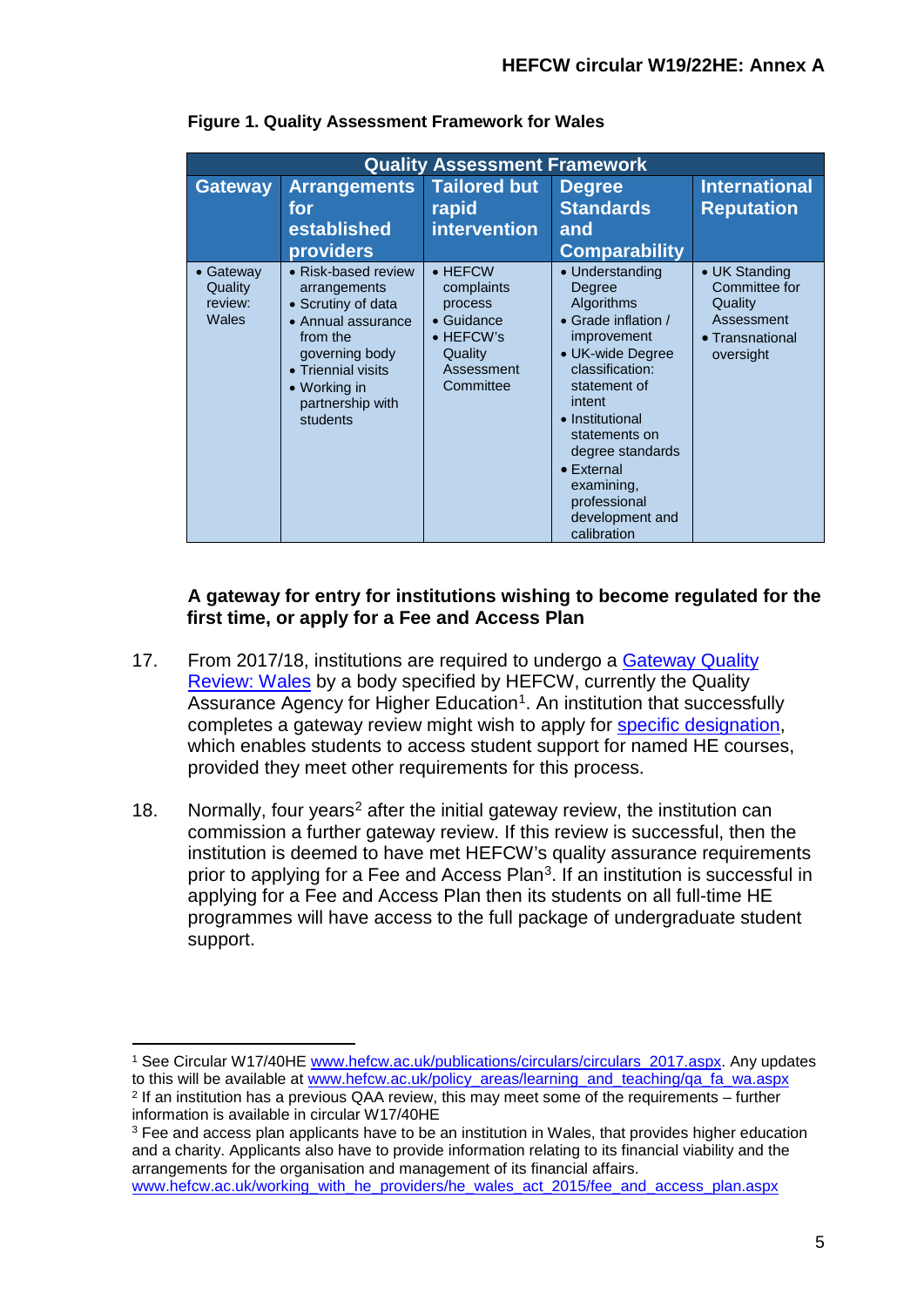**Figure 1. Quality Assessment Framework for Wales**

| Quality Assessment Framework | | | | |
|---|---|---|---|---|
| **Gateway** | **Arrangements for established providers** | **Tailored but rapid intervention** | **Degree Standards and Comparability** | **International Reputation** |
| • Gateway Quality review: Wales | • Risk-based review arrangements<br>• Scrutiny of data<br>• Annual assurance from the governing body<br>• Triennial visits<br>• Working in partnership with students | • HEFCW complaints process<br>• Guidance<br>• HEFCW's Quality Assessment Committee | • Understanding Degree Algorithms<br>• Grade inflation / improvement<br>• UK-wide Degree classification: statement of intent<br>• Institutional statements on degree standards<br>• External examining, professional development and calibration | • UK Standing Committee for Quality Assessment<br>• Transnational oversight |

**A gateway for entry for institutions wishing to become regulated for the first time, or apply for a Fee and Access Plan**

17. From 2017/18, institutions are required to undergo a Gateway Quality Review: Wales by a body specified by HEFCW, currently the Quality Assurance Agency for Higher Education[1]. An institution that successfully completes a gateway review might wish to apply for specific designation, which enables students to access student support for named HE courses, provided they meet other requirements for this process.

18. Normally, four years[2] after the initial gateway review, the institution can commission a further gateway review. If this review is successful, then the institution is deemed to have met HEFCW's quality assurance requirements prior to applying for a Fee and Access Plan[3]. If an institution is successful in applying for a Fee and Access Plan then its students on all full-time HE programmes will have access to the full package of undergraduate student support.

---

[1] See Circular W17/40HE www.hefcw.ac.uk/publications/circulars/circulars_2017.aspx. Any updates to this will be available at www.hefcw.ac.uk/policy_areas/learning_and_teaching/qa_fa_wa.aspx

[2] If an institution has a previous QAA review, this may meet some of the requirements – further information is available in circular W17/40HE

[3] Fee and access plan applicants have to be an institution in Wales, that provides higher education and a charity. Applicants also have to provide information relating to its financial viability and the arrangements for the organisation and management of its financial affairs. www.hefcw.ac.uk/working_with_he_providers/he_wales_act_2015/fee_and_access_plan.aspx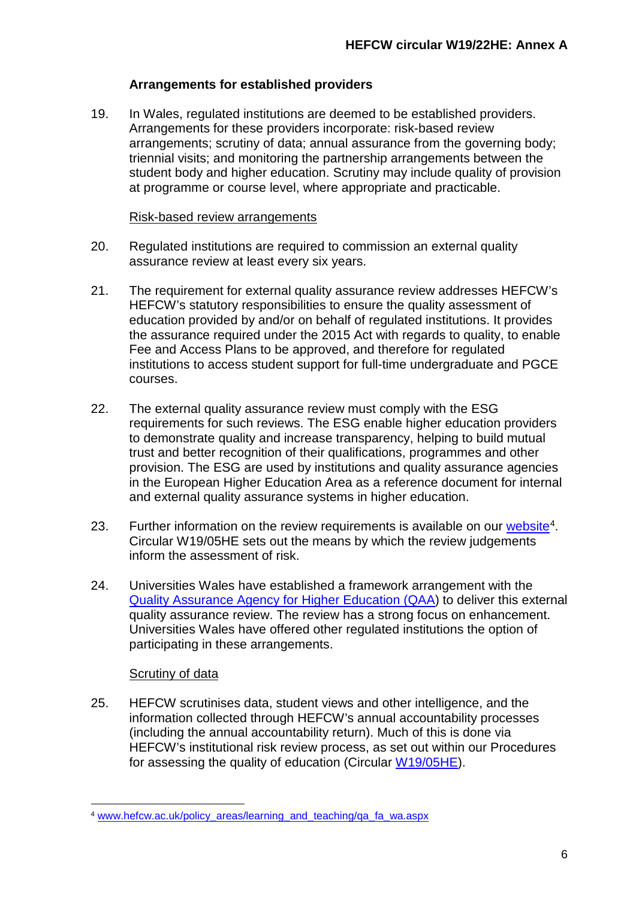### Arrangements for established providers

19. In Wales, regulated institutions are deemed to be established providers. Arrangements for these providers incorporate: risk-based review arrangements; scrutiny of data; annual assurance from the governing body; triennial visits; and monitoring the partnership arrangements between the student body and higher education. Scrutiny may include quality of provision at programme or course level, where appropriate and practicable.

Risk-based review arrangements

20. Regulated institutions are required to commission an external quality assurance review at least every six years.

21. The requirement for external quality assurance review addresses HEFCW's HEFCW's statutory responsibilities to ensure the quality assessment of education provided by and/or on behalf of regulated institutions. It provides the assurance required under the 2015 Act with regards to quality, to enable Fee and Access Plans to be approved, and therefore for regulated institutions to access student support for full-time undergraduate and PGCE courses.

22. The external quality assurance review must comply with the ESG requirements for such reviews. The ESG enable higher education providers to demonstrate quality and increase transparency, helping to build mutual trust and better recognition of their qualifications, programmes and other provision. The ESG are used by institutions and quality assurance agencies in the European Higher Education Area as a reference document for internal and external quality assurance systems in higher education.

23. Further information on the review requirements is available on our website[4]. Circular W19/05HE sets out the means by which the review judgements inform the assessment of risk.

24. Universities Wales have established a framework arrangement with the Quality Assurance Agency for Higher Education (QAA) to deliver this external quality assurance review. The review has a strong focus on enhancement. Universities Wales have offered other regulated institutions the option of participating in these arrangements.

Scrutiny of data

25. HEFCW scrutinises data, student views and other intelligence, and the information collected through HEFCW's annual accountability processes (including the annual accountability return). Much of this is done via HEFCW's institutional risk review process, as set out within our Procedures for assessing the quality of education (Circular W19/05HE).

[4] www.hefcw.ac.uk/policy_areas/learning_and_teaching/qa_fa_wa.aspx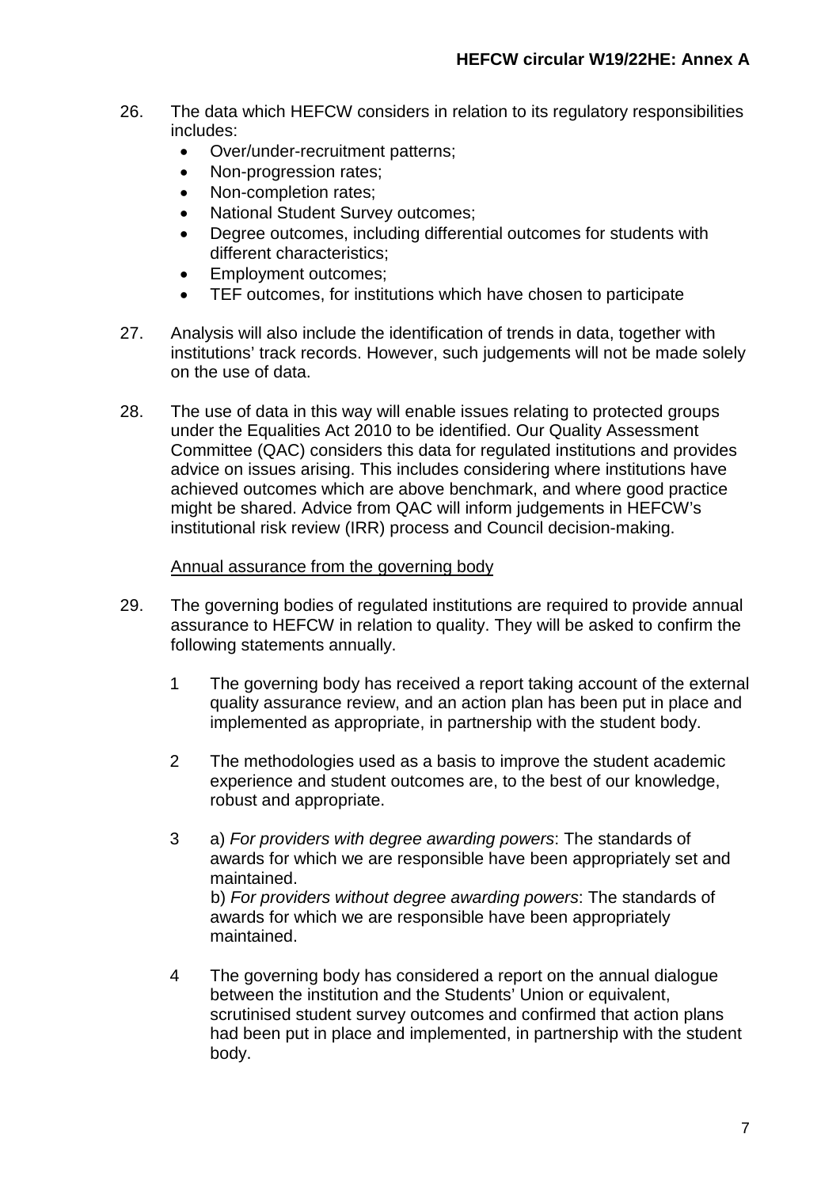26. The data which HEFCW considers in relation to its regulatory responsibilities includes:
    - Over/under-recruitment patterns;
    - Non-progression rates;
    - Non-completion rates;
    - National Student Survey outcomes;
    - Degree outcomes, including differential outcomes for students with different characteristics;
    - Employment outcomes;
    - TEF outcomes, for institutions which have chosen to participate

27. Analysis will also include the identification of trends in data, together with institutions' track records. However, such judgements will not be made solely on the use of data.

28. The use of data in this way will enable issues relating to protected groups under the Equalities Act 2010 to be identified. Our Quality Assessment Committee (QAC) considers this data for regulated institutions and provides advice on issues arising. This includes considering where institutions have achieved outcomes which are above benchmark, and where good practice might be shared. Advice from QAC will inform judgements in HEFCW's institutional risk review (IRR) process and Council decision-making.

<u>Annual assurance from the governing body</u>

29. The governing bodies of regulated institutions are required to provide annual assurance to HEFCW in relation to quality. They will be asked to confirm the following statements annually.

    1 The governing body has received a report taking account of the external quality assurance review, and an action plan has been put in place and implemented as appropriate, in partnership with the student body.

    2 The methodologies used as a basis to improve the student academic experience and student outcomes are, to the best of our knowledge, robust and appropriate.

    3 a) *For providers with degree awarding powers*: The standards of awards for which we are responsible have been appropriately set and maintained.
    b) *For providers without degree awarding powers*: The standards of awards for which we are responsible have been appropriately maintained.

    4 The governing body has considered a report on the annual dialogue between the institution and the Students' Union or equivalent, scrutinised student survey outcomes and confirmed that action plans had been put in place and implemented, in partnership with the student body.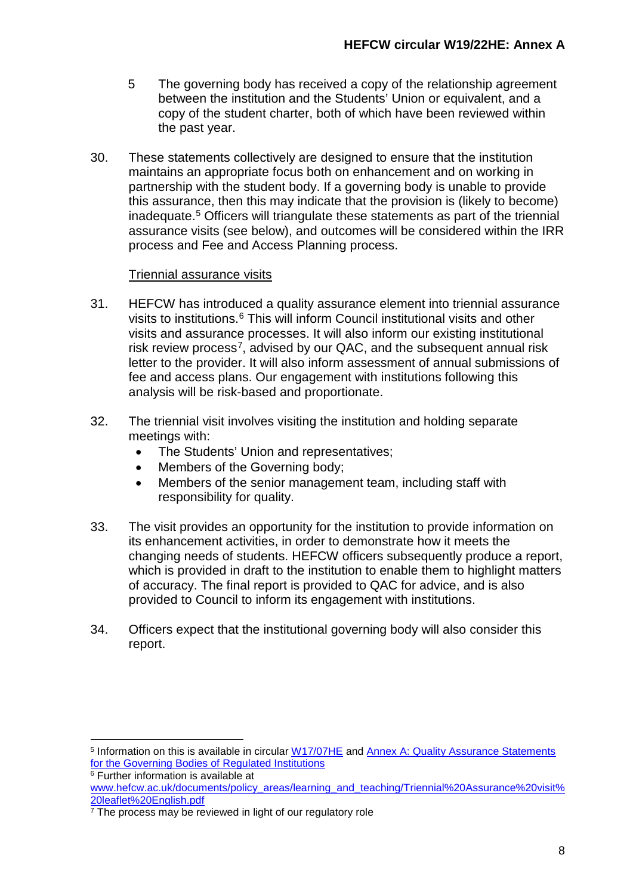5 The governing body has received a copy of the relationship agreement between the institution and the Students' Union or equivalent, and a copy of the student charter, both of which have been reviewed within the past year.

30. These statements collectively are designed to ensure that the institution maintains an appropriate focus both on enhancement and on working in partnership with the student body. If a governing body is unable to provide this assurance, then this may indicate that the provision is (likely to become) inadequate.[5] Officers will triangulate these statements as part of the triennial assurance visits (see below), and outcomes will be considered within the IRR process and Fee and Access Planning process.

<u>Triennial assurance visits</u>

31. HEFCW has introduced a quality assurance element into triennial assurance visits to institutions.[6] This will inform Council institutional visits and other visits and assurance processes. It will also inform our existing institutional risk review process[7], advised by our QAC, and the subsequent annual risk letter to the provider. It will also inform assessment of annual submissions of fee and access plans. Our engagement with institutions following this analysis will be risk-based and proportionate.

32. The triennial visit involves visiting the institution and holding separate meetings with:
    - The Students' Union and representatives;
    - Members of the Governing body;
    - Members of the senior management team, including staff with responsibility for quality.

33. The visit provides an opportunity for the institution to provide information on its enhancement activities, in order to demonstrate how it meets the changing needs of students. HEFCW officers subsequently produce a report, which is provided in draft to the institution to enable them to highlight matters of accuracy. The final report is provided to QAC for advice, and is also provided to Council to inform its engagement with institutions.

34. Officers expect that the institutional governing body will also consider this report.

---

[5] Information on this is available in circular W17/07HE and Annex A: Quality Assurance Statements for the Governing Bodies of Regulated Institutions

[6] Further information is available at www.hefcw.ac.uk/documents/policy_areas/learning_and_teaching/Triennial%20Assurance%20visit%20leaflet%20English.pdf

[7] The process may be reviewed in light of our regulatory role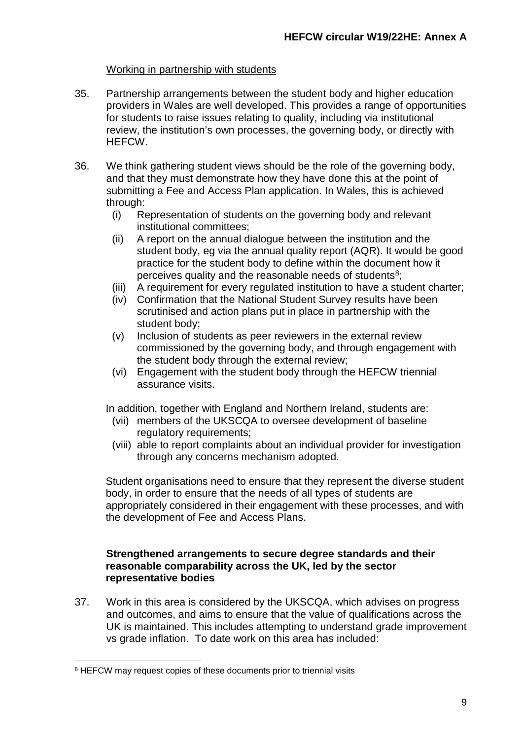Working in partnership with students

35. Partnership arrangements between the student body and higher education providers in Wales are well developed. This provides a range of opportunities for students to raise issues relating to quality, including via institutional review, the institution's own processes, the governing body, or directly with HEFCW.

36. We think gathering student views should be the role of the governing body, and that they must demonstrate how they have done this at the point of submitting a Fee and Access Plan application. In Wales, this is achieved through:
    (i) Representation of students on the governing body and relevant institutional committees;
    (ii) A report on the annual dialogue between the institution and the student body, eg via the annual quality report (AQR). It would be good practice for the student body to define within the document how it perceives quality and the reasonable needs of students[8];
    (iii) A requirement for every regulated institution to have a student charter;
    (iv) Confirmation that the National Student Survey results have been scrutinised and action plans put in place in partnership with the student body;
    (v) Inclusion of students as peer reviewers in the external review commissioned by the governing body, and through engagement with the student body through the external review;
    (vi) Engagement with the student body through the HEFCW triennial assurance visits.

    In addition, together with England and Northern Ireland, students are:
    (vii) members of the UKSCQA to oversee development of baseline regulatory requirements;
    (viii) able to report complaints about an individual provider for investigation through any concerns mechanism adopted.

    Student organisations need to ensure that they represent the diverse student body, in order to ensure that the needs of all types of students are appropriately considered in their engagement with these processes, and with the development of Fee and Access Plans.

**Strengthened arrangements to secure degree standards and their reasonable comparability across the UK, led by the sector representative bodies**

37. Work in this area is considered by the UKSCQA, which advises on progress and outcomes, and aims to ensure that the value of qualifications across the UK is maintained. This includes attempting to understand grade improvement vs grade inflation. To date work on this area has included:

[8] HEFCW may request copies of these documents prior to triennial visits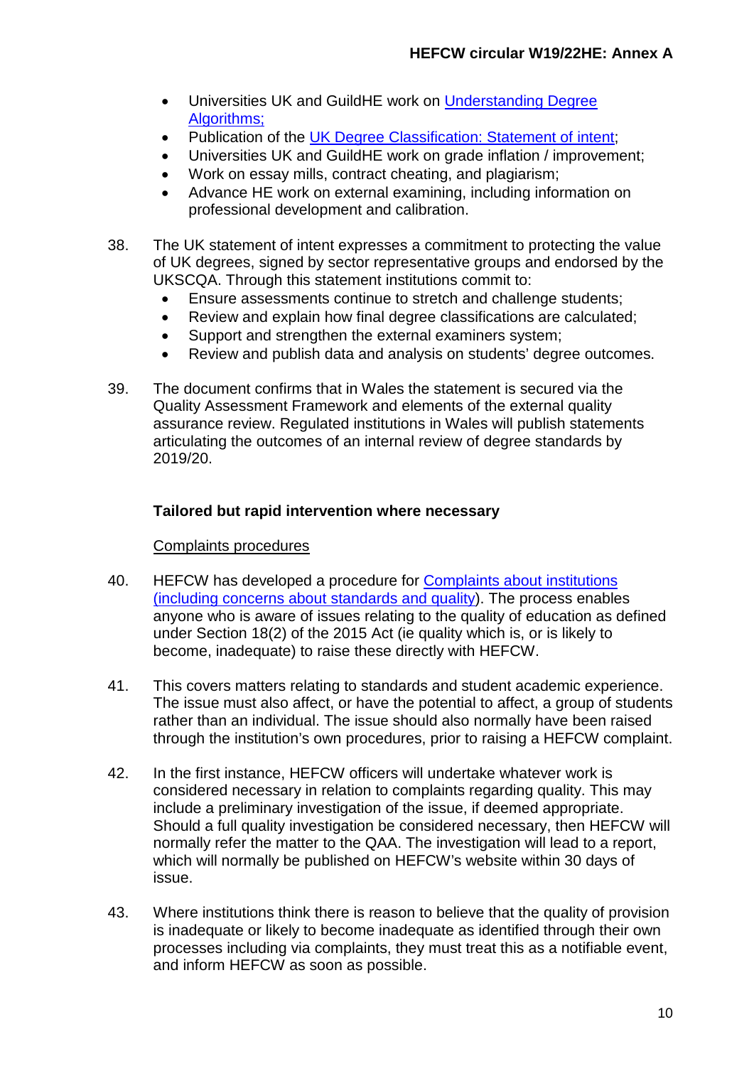- Universities UK and GuildHE work on Understanding Degree Algorithms;
- Publication of the UK Degree Classification: Statement of intent;
- Universities UK and GuildHE work on grade inflation / improvement;
- Work on essay mills, contract cheating, and plagiarism;
- Advance HE work on external examining, including information on professional development and calibration.

38. The UK statement of intent expresses a commitment to protecting the value of UK degrees, signed by sector representative groups and endorsed by the UKSCQA. Through this statement institutions commit to:
    - Ensure assessments continue to stretch and challenge students;
    - Review and explain how final degree classifications are calculated;
    - Support and strengthen the external examiners system;
    - Review and publish data and analysis on students' degree outcomes.

39. The document confirms that in Wales the statement is secured via the Quality Assessment Framework and elements of the external quality assurance review. Regulated institutions in Wales will publish statements articulating the outcomes of an internal review of degree standards by 2019/20.

**Tailored but rapid intervention where necessary**

Complaints procedures

40. HEFCW has developed a procedure for Complaints about institutions (including concerns about standards and quality). The process enables anyone who is aware of issues relating to the quality of education as defined under Section 18(2) of the 2015 Act (ie quality which is, or is likely to become, inadequate) to raise these directly with HEFCW.

41. This covers matters relating to standards and student academic experience. The issue must also affect, or have the potential to affect, a group of students rather than an individual. The issue should also normally have been raised through the institution's own procedures, prior to raising a HEFCW complaint.

42. In the first instance, HEFCW officers will undertake whatever work is considered necessary in relation to complaints regarding quality. This may include a preliminary investigation of the issue, if deemed appropriate. Should a full quality investigation be considered necessary, then HEFCW will normally refer the matter to the QAA. The investigation will lead to a report, which will normally be published on HEFCW's website within 30 days of issue.

43. Where institutions think there is reason to believe that the quality of provision is inadequate or likely to become inadequate as identified through their own processes including via complaints, they must treat this as a notifiable event, and inform HEFCW as soon as possible.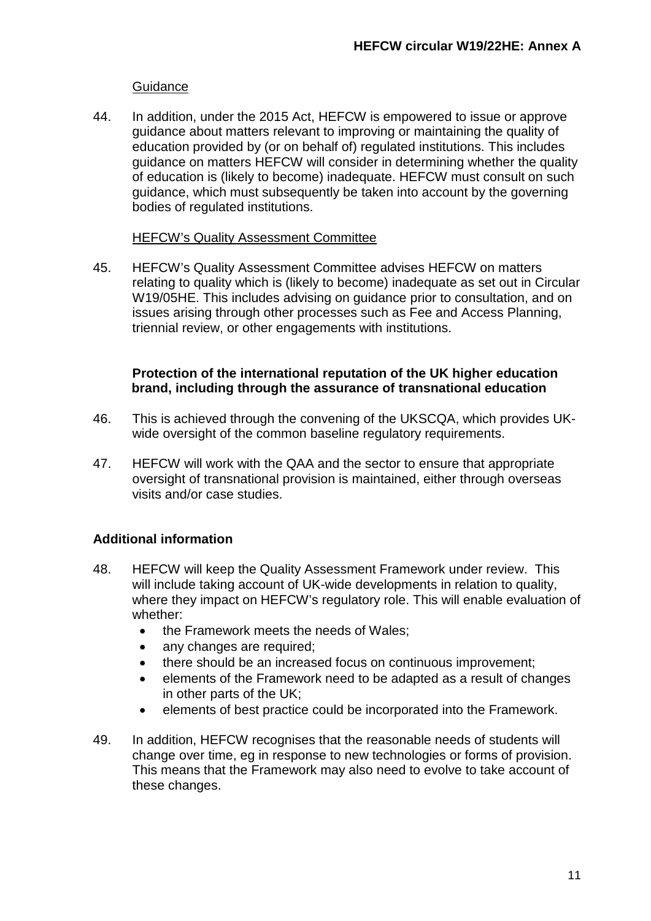Guidance

44. In addition, under the 2015 Act, HEFCW is empowered to issue or approve guidance about matters relevant to improving or maintaining the quality of education provided by (or on behalf of) regulated institutions. This includes guidance on matters HEFCW will consider in determining whether the quality of education is (likely to become) inadequate. HEFCW must consult on such guidance, which must subsequently be taken into account by the governing bodies of regulated institutions.

HEFCW's Quality Assessment Committee

45. HEFCW's Quality Assessment Committee advises HEFCW on matters relating to quality which is (likely to become) inadequate as set out in Circular W19/05HE. This includes advising on guidance prior to consultation, and on issues arising through other processes such as Fee and Access Planning, triennial review, or other engagements with institutions.

**Protection of the international reputation of the UK higher education brand, including through the assurance of transnational education**

46. This is achieved through the convening of the UKSCQA, which provides UK-wide oversight of the common baseline regulatory requirements.

47. HEFCW will work with the QAA and the sector to ensure that appropriate oversight of transnational provision is maintained, either through overseas visits and/or case studies.

## Additional information

48. HEFCW will keep the Quality Assessment Framework under review. This will include taking account of UK-wide developments in relation to quality, where they impact on HEFCW's regulatory role. This will enable evaluation of whether:
    - the Framework meets the needs of Wales;
    - any changes are required;
    - there should be an increased focus on continuous improvement;
    - elements of the Framework need to be adapted as a result of changes in other parts of the UK;
    - elements of best practice could be incorporated into the Framework.

49. In addition, HEFCW recognises that the reasonable needs of students will change over time, eg in response to new technologies or forms of provision. This means that the Framework may also need to evolve to take account of these changes.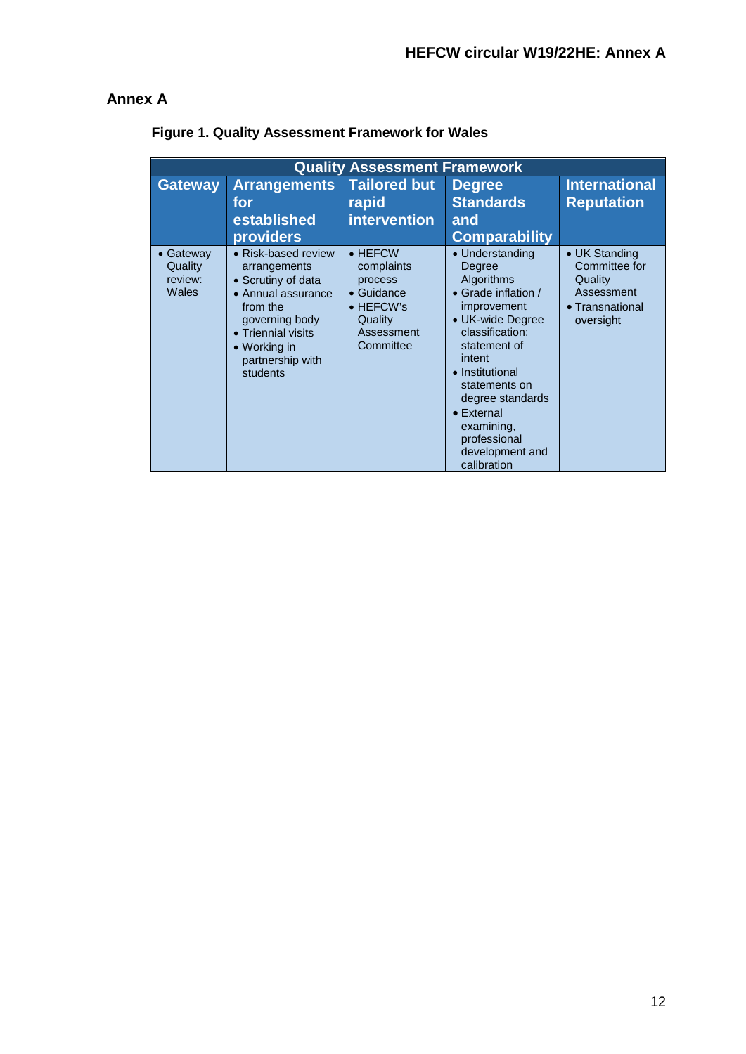# Annex A

**Figure 1. Quality Assessment Framework for Wales**

| Quality Assessment Framework | | | | |
|---|---|---|---|---|
| **Gateway** | **Arrangements for established providers** | **Tailored but rapid intervention** | **Degree Standards and Comparability** | **International Reputation** |
| • Gateway Quality review: Wales | • Risk-based review arrangements<br>• Scrutiny of data<br>• Annual assurance from the governing body<br>• Triennial visits<br>• Working in partnership with students | • HEFCW complaints process<br>• Guidance<br>• HEFCW's Quality Assessment Committee | • Understanding Degree Algorithms<br>• Grade inflation / improvement<br>• UK-wide Degree classification: statement of intent<br>• Institutional statements on degree standards<br>• External examining, professional development and calibration | • UK Standing Committee for Quality Assessment<br>• Transnational oversight |